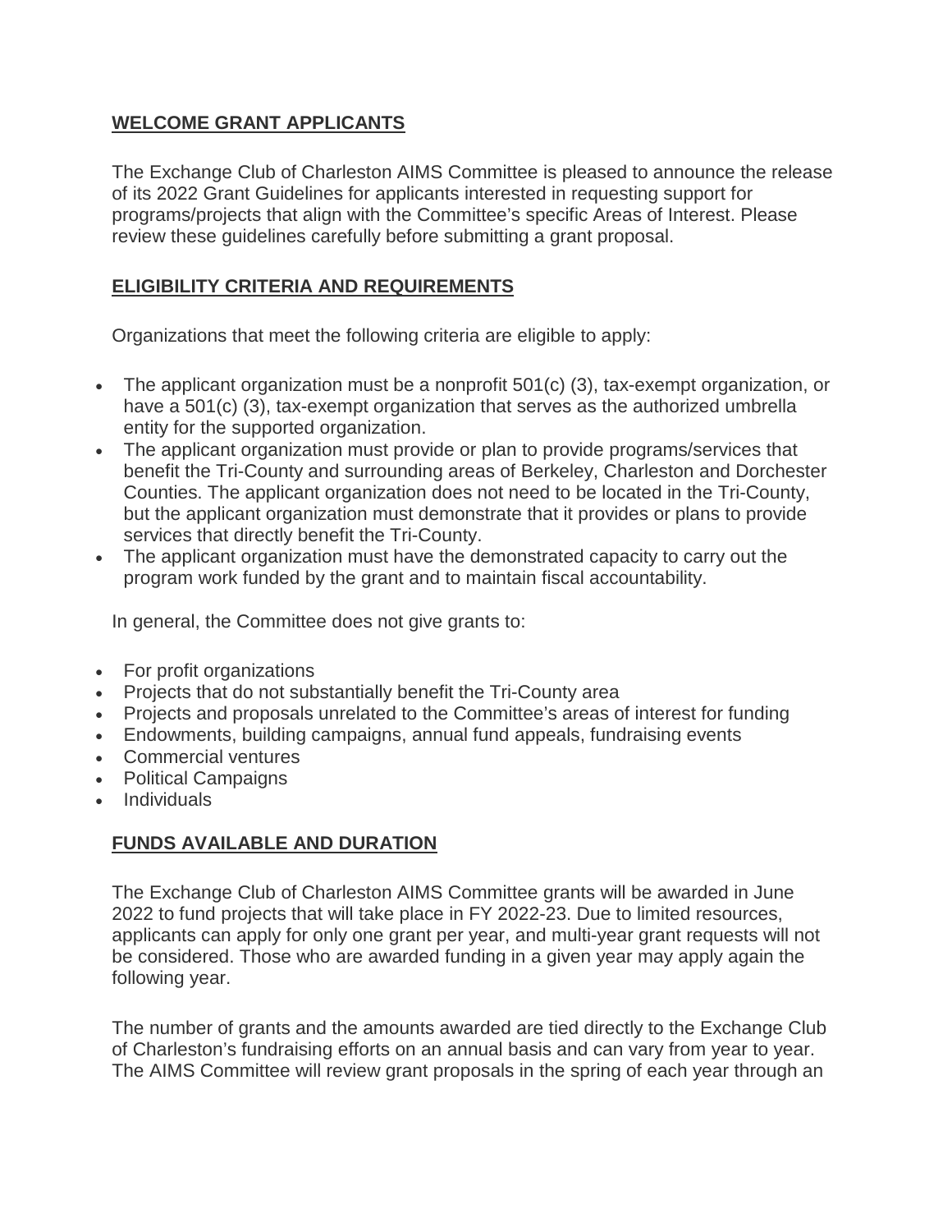## WELCOME GRANT APPLICANTS

The Exchange Club of Charleston AIMS Committee is pleased to announce the release of its 2022 Grant Guidelines for applicants interested in requesting support for programs/projects that align with the Committee's specific Areas of Interest. Please review these guidelines carefully before submitting a grant proposal.

## ELIGIBILITY CRITERIA AND REQUIREMENTS

Organizations that meet the following criteria are eligible to apply:

- The applicant organization must be a nonprofit 501(c) (3), tax-exempt organization, or have a 501(c) (3), tax-exempt organization that serves as the authorized umbrella entity for the supported organization.
- The applicant organization must provide or plan to provide programs/services that benefit the Tri-County and surrounding areas of Berkeley, Charleston and Dorchester Counties. The applicant organization does not need to be located in the Tri-County, but the applicant organization must demonstrate that it provides or plans to provide services that directly benefit the Tri-County.
- The applicant organization must have the demonstrated capacity to carry out the program work funded by the grant and to maintain fiscal accountability.

In general, the Committee does not give grants to:

- For profit organizations
- Projects that do not substantially benefit the Tri-County area
- Projects and proposals unrelated to the Committee's areas of interest for funding
- Endowments, building campaigns, annual fund appeals, fundraising events
- Commercial ventures
- Political Campaigns
- Individuals

## FUNDS AVAILABLE AND DURATION

The Exchange Club of Charleston AIMS Committee grants will be awarded in June 2022 to fund projects that will take place in FY 2022-23. Due to limited resources, applicants can apply for only one grant per year, and multi-year grant requests will not be considered. Those who are awarded funding in a given year may apply again the following year.

The number of grants and the amounts awarded are tied directly to the Exchange Club of Charleston's fundraising efforts on an annual basis and can vary from year to year. The AIMS Committee will review grant proposals in the spring of each year through an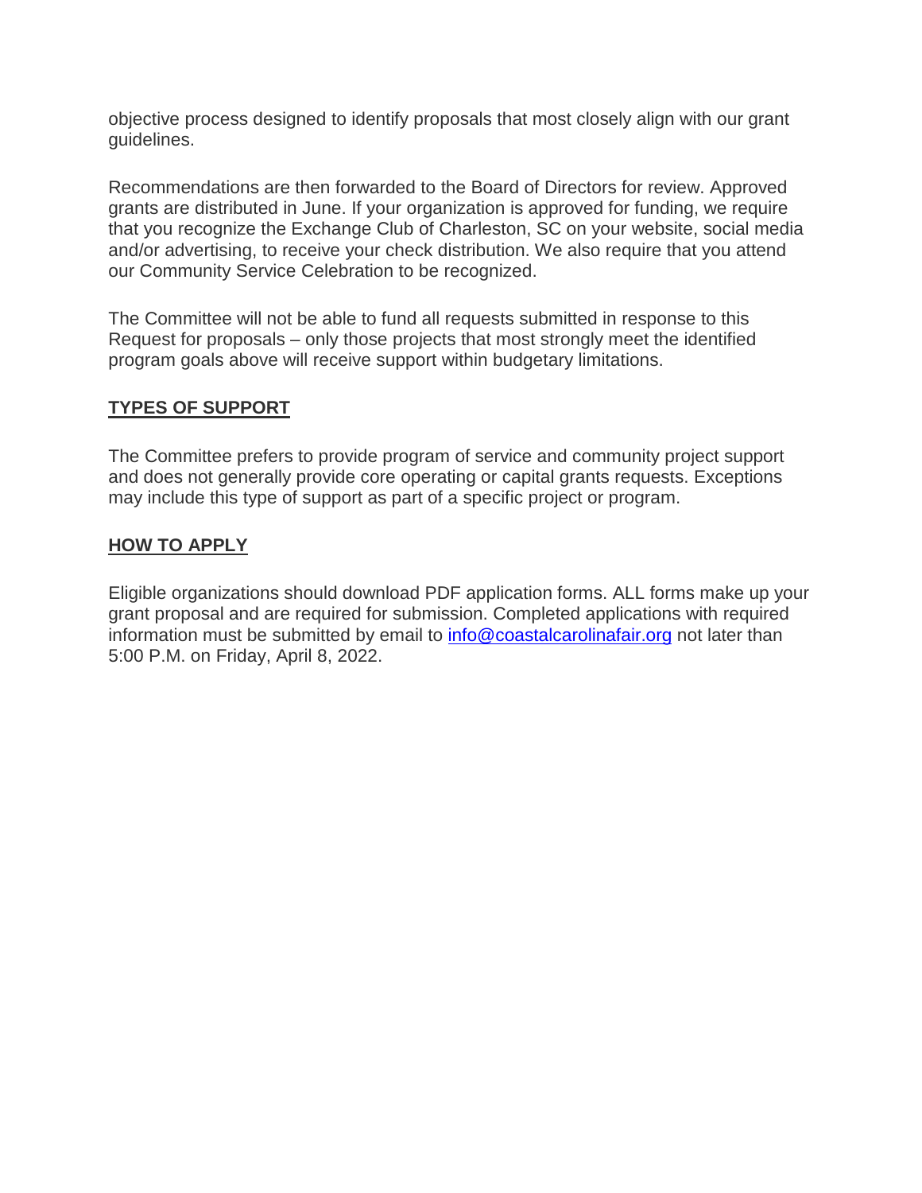objective process designed to identify proposals that most closely align with our grant guidelines.

Recommendations are then forwarded to the Board of Directors for review. Approved grants are distributed in June. If your organization is approved for funding, we require that you recognize the Exchange Club of Charleston, SC on your website, social media and/or advertising, to receive your check distribution. We also require that you attend our Community Service Celebration to be recognized.

The Committee will not be able to fund all requests submitted in response to this Request for proposals – only those projects that most strongly meet the identified program goals above will receive support within budgetary limitations.

## TYPES OF SUPPORT

The Committee prefers to provide program of service and community project support and does not generally provide core operating or capital grants requests. Exceptions may include this type of support as part of a specific project or program.

## HOW TO APPLY

Eligible organizations should download PDF application forms. ALL forms make up your grant proposal and are required for submission. Completed applications with required information must be submitted by email to info@coastalcarolinafair.org not later than 5:00 P.M. on Friday, April 8, 2022.